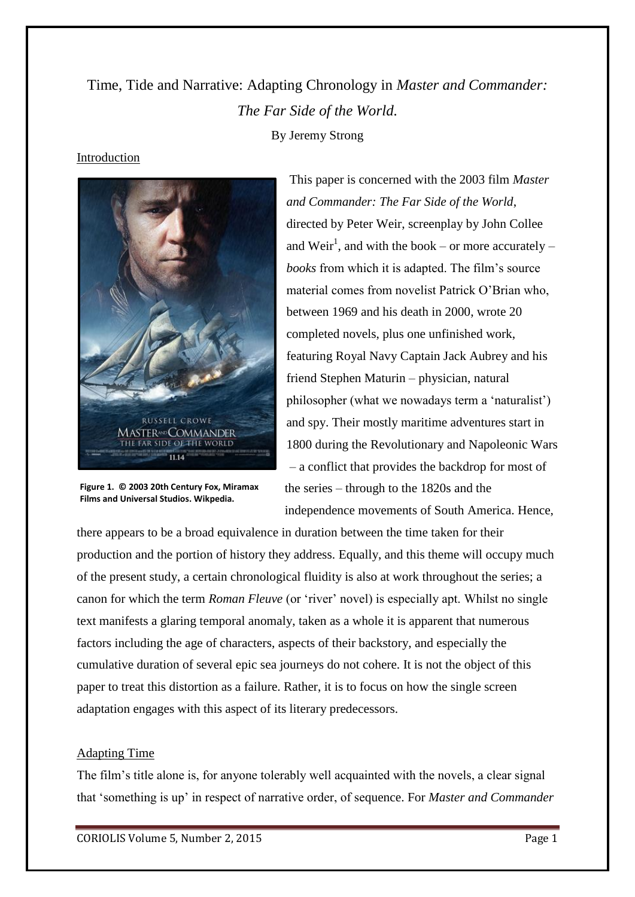Time, Tide and Narrative: Adapting Chronology in *Master and Commander: The Far Side of the World.*

By Jeremy Strong

## Introduction

**Figure 1. © 2003 20th Century Fox, Miramax Films and Universal Studios. Wikpedia.**

This paper is concerned with the 2003 film *Master and Commander: The Far Side of the World*, directed by Peter Weir, screenplay by John Collee and Weir[1], and with the book – or more accurately – *books* from which it is adapted. The film's source material comes from novelist Patrick O'Brian who, between 1969 and his death in 2000, wrote 20 completed novels, plus one unfinished work, featuring Royal Navy Captain Jack Aubrey and his friend Stephen Maturin – physician, natural philosopher (what we nowadays term a 'naturalist') and spy. Their mostly maritime adventures start in 1800 during the Revolutionary and Napoleonic Wars – a conflict that provides the backdrop for most of the series – through to the 1820s and the independence movements of South America. Hence, there appears to be a broad equivalence in duration between the time taken for their production and the portion of history they address. Equally, and this theme will occupy much of the present study, a certain chronological fluidity is also at work throughout the series; a canon for which the term *Roman Fleuve* (or 'river' novel) is especially apt. Whilst no single text manifests a glaring temporal anomaly, taken as a whole it is apparent that numerous factors including the age of characters, aspects of their backstory, and especially the cumulative duration of several epic sea journeys do not cohere. It is not the object of this paper to treat this distortion as a failure. Rather, it is to focus on how the single screen adaptation engages with this aspect of its literary predecessors.

## Adapting Time

The film's title alone is, for anyone tolerably well acquainted with the novels, a clear signal that 'something is up' in respect of narrative order, of sequence. For *Master and Commander*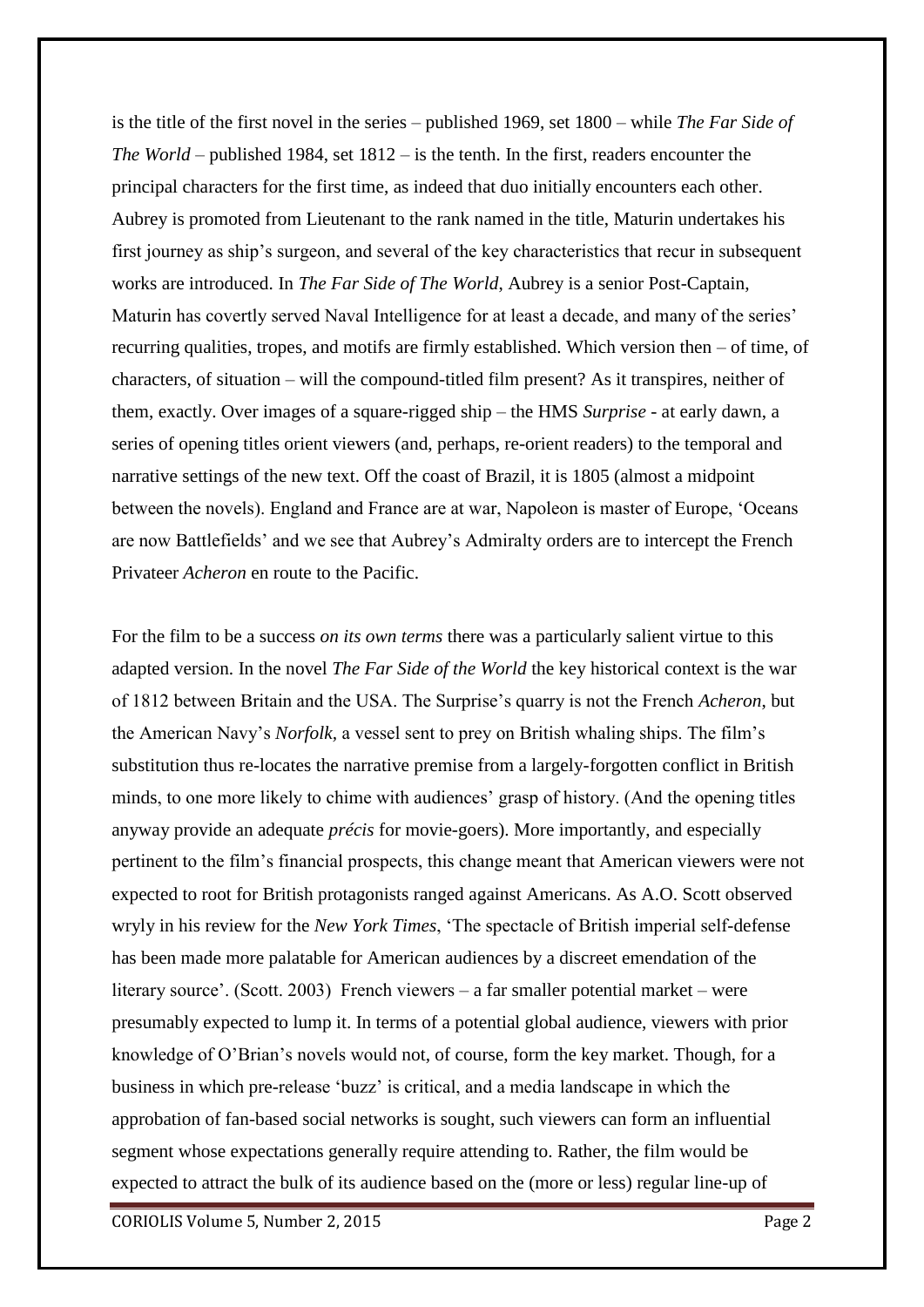is the title of the first novel in the series – published 1969, set 1800 – while *The Far Side of The World* – published 1984, set 1812 – is the tenth. In the first, readers encounter the principal characters for the first time, as indeed that duo initially encounters each other. Aubrey is promoted from Lieutenant to the rank named in the title, Maturin undertakes his first journey as ship's surgeon, and several of the key characteristics that recur in subsequent works are introduced. In *The Far Side of The World,* Aubrey is a senior Post-Captain, Maturin has covertly served Naval Intelligence for at least a decade, and many of the series' recurring qualities, tropes, and motifs are firmly established. Which version then – of time, of characters, of situation – will the compound-titled film present? As it transpires, neither of them, exactly. Over images of a square-rigged ship – the HMS *Surprise* - at early dawn, a series of opening titles orient viewers (and, perhaps, re-orient readers) to the temporal and narrative settings of the new text. Off the coast of Brazil, it is 1805 (almost a midpoint between the novels). England and France are at war, Napoleon is master of Europe, 'Oceans are now Battlefields' and we see that Aubrey's Admiralty orders are to intercept the French Privateer *Acheron* en route to the Pacific.

For the film to be a success *on its own terms* there was a particularly salient virtue to this adapted version. In the novel *The Far Side of the World* the key historical context is the war of 1812 between Britain and the USA. The Surprise's quarry is not the French *Acheron,* but the American Navy's *Norfolk,* a vessel sent to prey on British whaling ships. The film's substitution thus re-locates the narrative premise from a largely-forgotten conflict in British minds, to one more likely to chime with audiences' grasp of history. (And the opening titles anyway provide an adequate *précis* for movie-goers). More importantly, and especially pertinent to the film's financial prospects, this change meant that American viewers were not expected to root for British protagonists ranged against Americans. As A.O. Scott observed wryly in his review for the *New York Times*, 'The spectacle of British imperial self-defense has been made more palatable for American audiences by a discreet emendation of the literary source'. (Scott. 2003) French viewers – a far smaller potential market – were presumably expected to lump it. In terms of a potential global audience, viewers with prior knowledge of O'Brian's novels would not, of course, form the key market. Though, for a business in which pre-release 'buzz' is critical, and a media landscape in which the approbation of fan-based social networks is sought, such viewers can form an influential segment whose expectations generally require attending to. Rather, the film would be expected to attract the bulk of its audience based on the (more or less) regular line-up of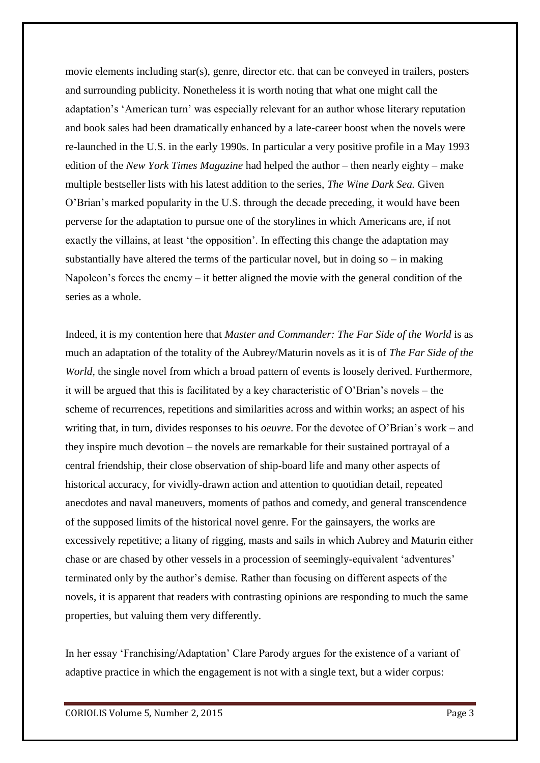movie elements including star(s), genre, director etc. that can be conveyed in trailers, posters and surrounding publicity. Nonetheless it is worth noting that what one might call the adaptation's 'American turn' was especially relevant for an author whose literary reputation and book sales had been dramatically enhanced by a late-career boost when the novels were re-launched in the U.S. in the early 1990s. In particular a very positive profile in a May 1993 edition of the *New York Times Magazine* had helped the author – then nearly eighty – make multiple bestseller lists with his latest addition to the series, *The Wine Dark Sea.* Given O'Brian's marked popularity in the U.S. through the decade preceding, it would have been perverse for the adaptation to pursue one of the storylines in which Americans are, if not exactly the villains, at least 'the opposition'. In effecting this change the adaptation may substantially have altered the terms of the particular novel, but in doing so – in making Napoleon's forces the enemy – it better aligned the movie with the general condition of the series as a whole.

Indeed, it is my contention here that *Master and Commander: The Far Side of the World* is as much an adaptation of the totality of the Aubrey/Maturin novels as it is of *The Far Side of the World*, the single novel from which a broad pattern of events is loosely derived. Furthermore, it will be argued that this is facilitated by a key characteristic of O'Brian's novels – the scheme of recurrences, repetitions and similarities across and within works; an aspect of his writing that, in turn, divides responses to his *oeuvre*. For the devotee of O'Brian's work – and they inspire much devotion – the novels are remarkable for their sustained portrayal of a central friendship, their close observation of ship-board life and many other aspects of historical accuracy, for vividly-drawn action and attention to quotidian detail, repeated anecdotes and naval maneuvers, moments of pathos and comedy, and general transcendence of the supposed limits of the historical novel genre. For the gainsayers, the works are excessively repetitive; a litany of rigging, masts and sails in which Aubrey and Maturin either chase or are chased by other vessels in a procession of seemingly-equivalent 'adventures' terminated only by the author's demise. Rather than focusing on different aspects of the novels, it is apparent that readers with contrasting opinions are responding to much the same properties, but valuing them very differently.

In her essay 'Franchising/Adaptation' Clare Parody argues for the existence of a variant of adaptive practice in which the engagement is not with a single text, but a wider corpus: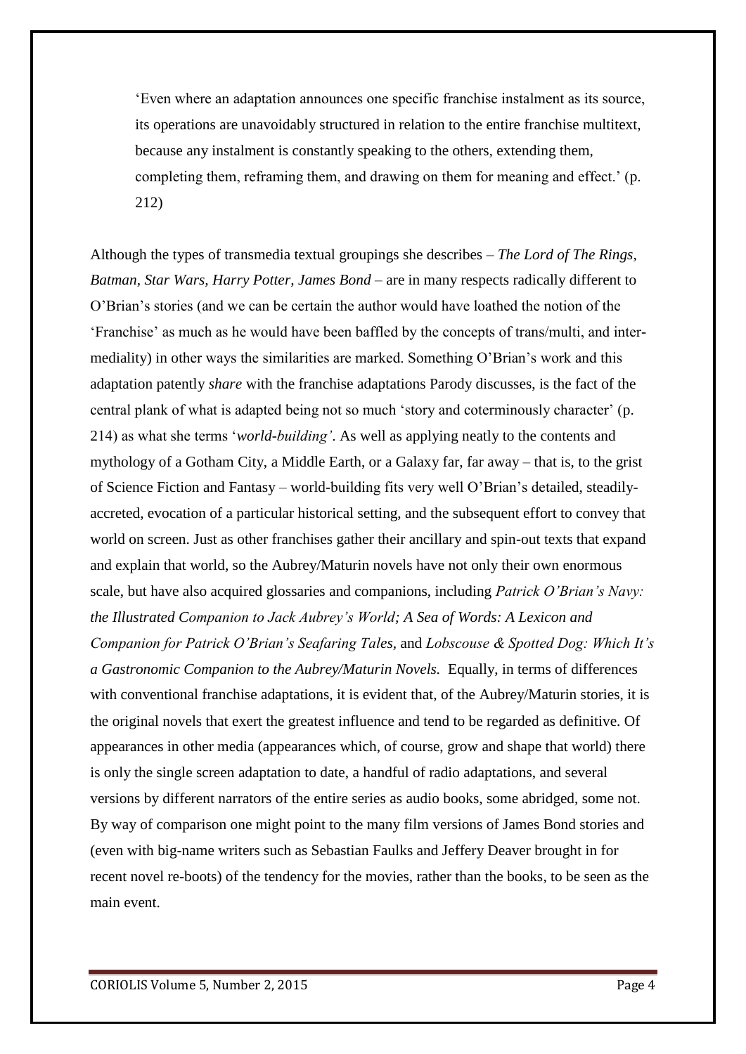> ‘Even where an adaptation announces one specific franchise instalment as its source, its operations are unavoidably structured in relation to the entire franchise multitext, because any instalment is constantly speaking to the others, extending them, completing them, reframing them, and drawing on them for meaning and effect.’ (p. 212)

Although the types of transmedia textual groupings she describes – *The Lord of The Rings, Batman, Star Wars, Harry Potter, James Bond* – are in many respects radically different to O’Brian’s stories (and we can be certain the author would have loathed the notion of the ‘Franchise’ as much as he would have been baffled by the concepts of trans/multi, and inter-mediality) in other ways the similarities are marked. Something O’Brian’s work and this adaptation patently *share* with the franchise adaptations Parody discusses, is the fact of the central plank of what is adapted being not so much ‘story and coterminously character’ (p. 214) as what she terms ‘*world-building’*. As well as applying neatly to the contents and mythology of a Gotham City, a Middle Earth, or a Galaxy far, far away – that is, to the grist of Science Fiction and Fantasy – world-building fits very well O’Brian’s detailed, steadily-accreted, evocation of a particular historical setting, and the subsequent effort to convey that world on screen. Just as other franchises gather their ancillary and spin-out texts that expand and explain that world, so the Aubrey/Maturin novels have not only their own enormous scale, but have also acquired glossaries and companions, including *Patrick O’Brian’s Navy: the Illustrated Companion to Jack Aubrey’s World; A Sea of Words: A Lexicon and Companion for Patrick O’Brian’s Seafaring Tales,* and *Lobscouse & Spotted Dog: Which It’s a Gastronomic Companion to the Aubrey/Maturin Novels.* Equally, in terms of differences with conventional franchise adaptations, it is evident that, of the Aubrey/Maturin stories, it is the original novels that exert the greatest influence and tend to be regarded as definitive. Of appearances in other media (appearances which, of course, grow and shape that world) there is only the single screen adaptation to date, a handful of radio adaptations, and several versions by different narrators of the entire series as audio books, some abridged, some not. By way of comparison one might point to the many film versions of James Bond stories and (even with big-name writers such as Sebastian Faulks and Jeffery Deaver brought in for recent novel re-boots) of the tendency for the movies, rather than the books, to be seen as the main event.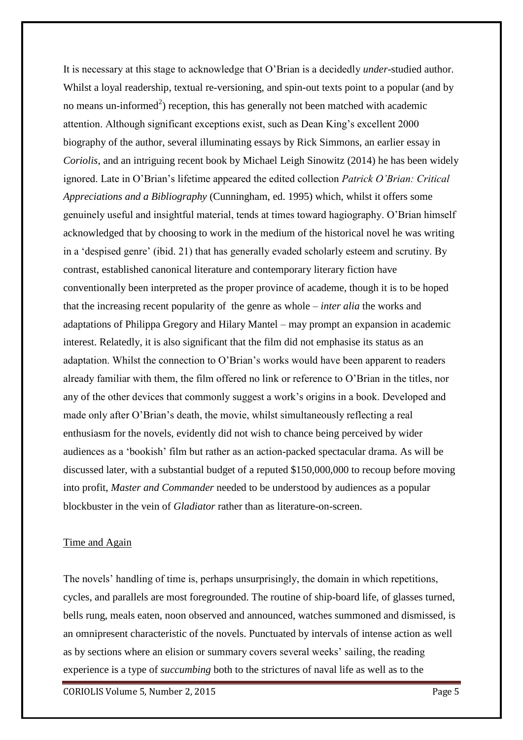It is necessary at this stage to acknowledge that O'Brian is a decidedly *under*-studied author. Whilst a loyal readership, textual re-versioning, and spin-out texts point to a popular (and by no means un-informed[2]) reception, this has generally not been matched with academic attention. Although significant exceptions exist, such as Dean King's excellent 2000 biography of the author, several illuminating essays by Rick Simmons, an earlier essay in *Coriolis*, and an intriguing recent book by Michael Leigh Sinowitz (2014) he has been widely ignored. Late in O'Brian's lifetime appeared the edited collection *Patrick O'Brian: Critical Appreciations and a Bibliography* (Cunningham, ed. 1995) which, whilst it offers some genuinely useful and insightful material, tends at times toward hagiography. O'Brian himself acknowledged that by choosing to work in the medium of the historical novel he was writing in a 'despised genre' (ibid. 21) that has generally evaded scholarly esteem and scrutiny. By contrast, established canonical literature and contemporary literary fiction have conventionally been interpreted as the proper province of academe, though it is to be hoped that the increasing recent popularity of the genre as whole – *inter alia* the works and adaptations of Philippa Gregory and Hilary Mantel – may prompt an expansion in academic interest. Relatedly, it is also significant that the film did not emphasise its status as an adaptation. Whilst the connection to O'Brian's works would have been apparent to readers already familiar with them, the film offered no link or reference to O'Brian in the titles, nor any of the other devices that commonly suggest a work's origins in a book. Developed and made only after O'Brian's death, the movie, whilst simultaneously reflecting a real enthusiasm for the novels, evidently did not wish to chance being perceived by wider audiences as a 'bookish' film but rather as an action-packed spectacular drama. As will be discussed later, with a substantial budget of a reputed $150,000,000 to recoup before moving into profit, *Master and Commander* needed to be understood by audiences as a popular blockbuster in the vein of *Gladiator* rather than as literature-on-screen.

## Time and Again

The novels' handling of time is, perhaps unsurprisingly, the domain in which repetitions, cycles, and parallels are most foregrounded. The routine of ship-board life, of glasses turned, bells rung, meals eaten, noon observed and announced, watches summoned and dismissed, is an omnipresent characteristic of the novels. Punctuated by intervals of intense action as well as by sections where an elision or summary covers several weeks' sailing, the reading experience is a type of *succumbing* both to the strictures of naval life as well as to the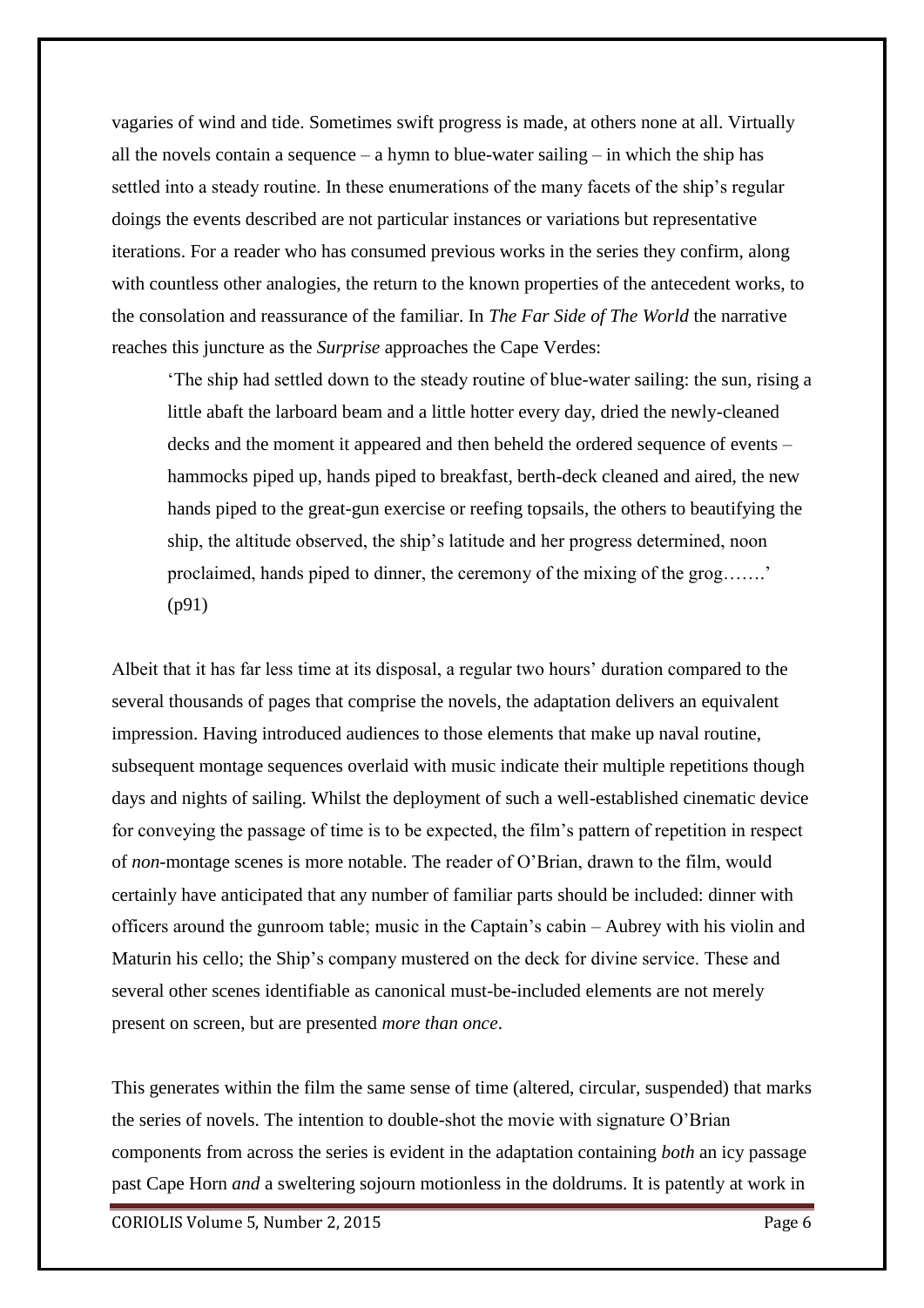vagaries of wind and tide. Sometimes swift progress is made, at others none at all. Virtually all the novels contain a sequence – a hymn to blue-water sailing – in which the ship has settled into a steady routine. In these enumerations of the many facets of the ship's regular doings the events described are not particular instances or variations but representative iterations. For a reader who has consumed previous works in the series they confirm, along with countless other analogies, the return to the known properties of the antecedent works, to the consolation and reassurance of the familiar. In *The Far Side of The World* the narrative reaches this juncture as the *Surprise* approaches the Cape Verdes:

> 'The ship had settled down to the steady routine of blue-water sailing: the sun, rising a little abaft the larboard beam and a little hotter every day, dried the newly-cleaned decks and the moment it appeared and then beheld the ordered sequence of events – hammocks piped up, hands piped to breakfast, berth-deck cleaned and aired, the new hands piped to the great-gun exercise or reefing topsails, the others to beautifying the ship, the altitude observed, the ship's latitude and her progress determined, noon proclaimed, hands piped to dinner, the ceremony of the mixing of the grog…….' (p91)

Albeit that it has far less time at its disposal, a regular two hours' duration compared to the several thousands of pages that comprise the novels, the adaptation delivers an equivalent impression. Having introduced audiences to those elements that make up naval routine, subsequent montage sequences overlaid with music indicate their multiple repetitions though days and nights of sailing. Whilst the deployment of such a well-established cinematic device for conveying the passage of time is to be expected, the film's pattern of repetition in respect of *non*-montage scenes is more notable. The reader of O'Brian, drawn to the film, would certainly have anticipated that any number of familiar parts should be included: dinner with officers around the gunroom table; music in the Captain's cabin – Aubrey with his violin and Maturin his cello; the Ship's company mustered on the deck for divine service. These and several other scenes identifiable as canonical must-be-included elements are not merely present on screen, but are presented *more than once*.

This generates within the film the same sense of time (altered, circular, suspended) that marks the series of novels. The intention to double-shot the movie with signature O'Brian components from across the series is evident in the adaptation containing *both* an icy passage past Cape Horn *and* a sweltering sojourn motionless in the doldrums. It is patently at work in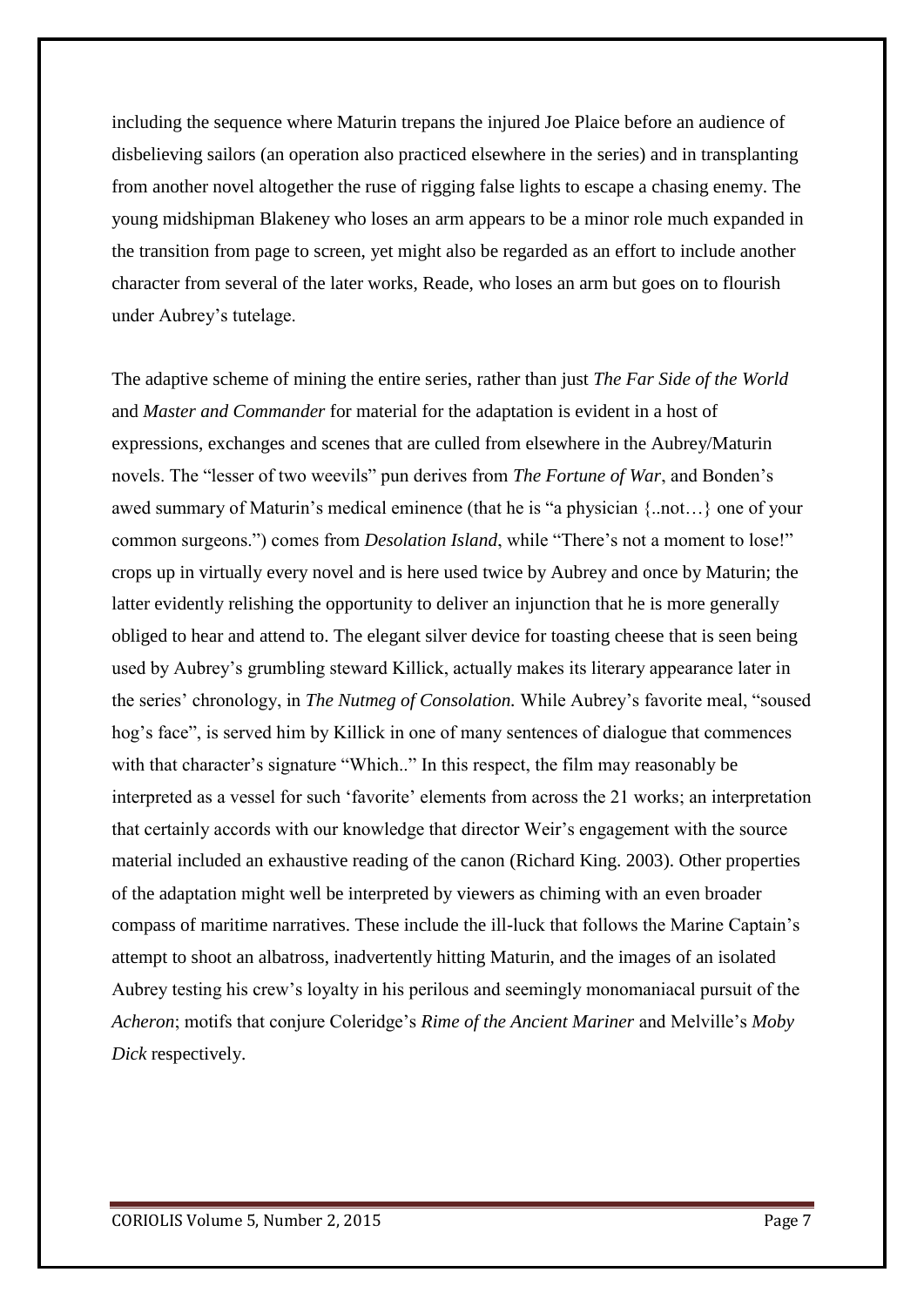including the sequence where Maturin trepans the injured Joe Plaice before an audience of disbelieving sailors (an operation also practiced elsewhere in the series) and in transplanting from another novel altogether the ruse of rigging false lights to escape a chasing enemy. The young midshipman Blakeney who loses an arm appears to be a minor role much expanded in the transition from page to screen, yet might also be regarded as an effort to include another character from several of the later works, Reade, who loses an arm but goes on to flourish under Aubrey's tutelage.

The adaptive scheme of mining the entire series, rather than just *The Far Side of the World* and *Master and Commander* for material for the adaptation is evident in a host of expressions, exchanges and scenes that are culled from elsewhere in the Aubrey/Maturin novels. The "lesser of two weevils" pun derives from *The Fortune of War*, and Bonden's awed summary of Maturin's medical eminence (that he is "a physician {..not…} one of your common surgeons.") comes from *Desolation Island*, while "There's not a moment to lose!" crops up in virtually every novel and is here used twice by Aubrey and once by Maturin; the latter evidently relishing the opportunity to deliver an injunction that he is more generally obliged to hear and attend to. The elegant silver device for toasting cheese that is seen being used by Aubrey's grumbling steward Killick, actually makes its literary appearance later in the series' chronology, in *The Nutmeg of Consolation.* While Aubrey's favorite meal, "soused hog's face", is served him by Killick in one of many sentences of dialogue that commences with that character's signature "Which.." In this respect, the film may reasonably be interpreted as a vessel for such 'favorite' elements from across the 21 works; an interpretation that certainly accords with our knowledge that director Weir's engagement with the source material included an exhaustive reading of the canon (Richard King. 2003). Other properties of the adaptation might well be interpreted by viewers as chiming with an even broader compass of maritime narratives. These include the ill-luck that follows the Marine Captain's attempt to shoot an albatross, inadvertently hitting Maturin, and the images of an isolated Aubrey testing his crew's loyalty in his perilous and seemingly monomaniacal pursuit of the *Acheron*; motifs that conjure Coleridge's *Rime of the Ancient Mariner* and Melville's *Moby Dick* respectively.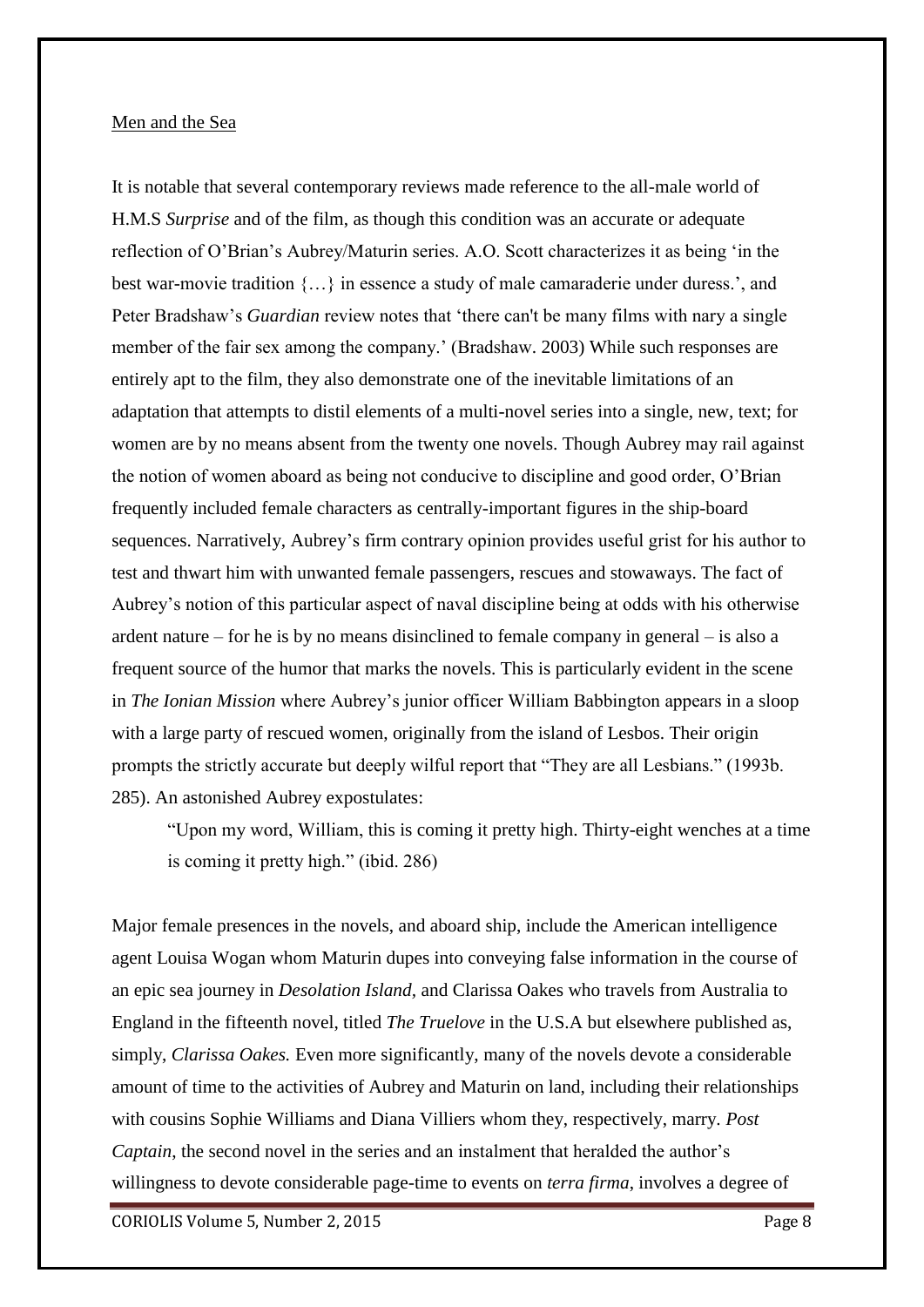Men and the Sea

It is notable that several contemporary reviews made reference to the all-male world of H.M.S *Surprise* and of the film, as though this condition was an accurate or adequate reflection of O'Brian's Aubrey/Maturin series. A.O. Scott characterizes it as being 'in the best war-movie tradition {…} in essence a study of male camaraderie under duress.', and Peter Bradshaw's *Guardian* review notes that 'there can't be many films with nary a single member of the fair sex among the company.' (Bradshaw. 2003) While such responses are entirely apt to the film, they also demonstrate one of the inevitable limitations of an adaptation that attempts to distil elements of a multi-novel series into a single, new, text; for women are by no means absent from the twenty one novels. Though Aubrey may rail against the notion of women aboard as being not conducive to discipline and good order, O'Brian frequently included female characters as centrally-important figures in the ship-board sequences. Narratively, Aubrey's firm contrary opinion provides useful grist for his author to test and thwart him with unwanted female passengers, rescues and stowaways. The fact of Aubrey's notion of this particular aspect of naval discipline being at odds with his otherwise ardent nature – for he is by no means disinclined to female company in general – is also a frequent source of the humor that marks the novels. This is particularly evident in the scene in *The Ionian Mission* where Aubrey's junior officer William Babbington appears in a sloop with a large party of rescued women, originally from the island of Lesbos. Their origin prompts the strictly accurate but deeply wilful report that "They are all Lesbians." (1993b. 285). An astonished Aubrey expostulates:

> "Upon my word, William, this is coming it pretty high. Thirty-eight wenches at a time is coming it pretty high." (ibid. 286)

Major female presences in the novels, and aboard ship, include the American intelligence agent Louisa Wogan whom Maturin dupes into conveying false information in the course of an epic sea journey in *Desolation Island*, and Clarissa Oakes who travels from Australia to England in the fifteenth novel, titled *The Truelove* in the U.S.A but elsewhere published as, simply, *Clarissa Oakes.* Even more significantly, many of the novels devote a considerable amount of time to the activities of Aubrey and Maturin on land, including their relationships with cousins Sophie Williams and Diana Villiers whom they, respectively, marry. *Post Captain*, the second novel in the series and an instalment that heralded the author's willingness to devote considerable page-time to events on *terra firma*, involves a degree of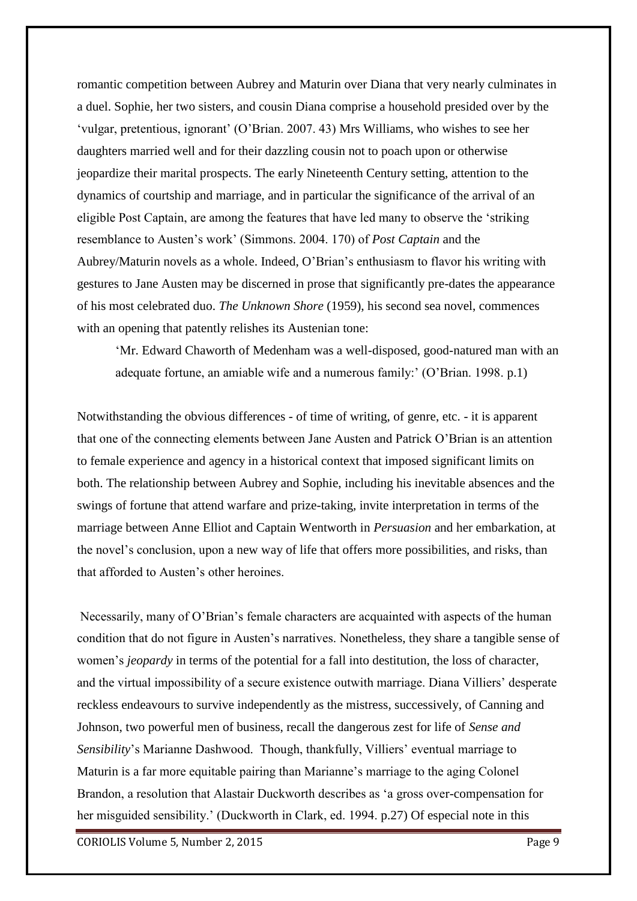romantic competition between Aubrey and Maturin over Diana that very nearly culminates in a duel. Sophie, her two sisters, and cousin Diana comprise a household presided over by the 'vulgar, pretentious, ignorant' (O'Brian. 2007. 43) Mrs Williams, who wishes to see her daughters married well and for their dazzling cousin not to poach upon or otherwise jeopardize their marital prospects. The early Nineteenth Century setting, attention to the dynamics of courtship and marriage, and in particular the significance of the arrival of an eligible Post Captain, are among the features that have led many to observe the 'striking resemblance to Austen's work' (Simmons. 2004. 170) of *Post Captain* and the Aubrey/Maturin novels as a whole. Indeed, O'Brian's enthusiasm to flavor his writing with gestures to Jane Austen may be discerned in prose that significantly pre-dates the appearance of his most celebrated duo. *The Unknown Shore* (1959), his second sea novel, commences with an opening that patently relishes its Austenian tone:

> 'Mr. Edward Chaworth of Medenham was a well-disposed, good-natured man with an adequate fortune, an amiable wife and a numerous family:' (O'Brian. 1998. p.1)

Notwithstanding the obvious differences - of time of writing, of genre, etc. - it is apparent that one of the connecting elements between Jane Austen and Patrick O'Brian is an attention to female experience and agency in a historical context that imposed significant limits on both. The relationship between Aubrey and Sophie, including his inevitable absences and the swings of fortune that attend warfare and prize-taking, invite interpretation in terms of the marriage between Anne Elliot and Captain Wentworth in *Persuasion* and her embarkation, at the novel's conclusion, upon a new way of life that offers more possibilities, and risks, than that afforded to Austen's other heroines.

Necessarily, many of O'Brian's female characters are acquainted with aspects of the human condition that do not figure in Austen's narratives. Nonetheless, they share a tangible sense of women's *jeopardy* in terms of the potential for a fall into destitution, the loss of character, and the virtual impossibility of a secure existence outwith marriage. Diana Villiers' desperate reckless endeavours to survive independently as the mistress, successively, of Canning and Johnson, two powerful men of business, recall the dangerous zest for life of *Sense and Sensibility*'s Marianne Dashwood. Though, thankfully, Villiers' eventual marriage to Maturin is a far more equitable pairing than Marianne's marriage to the aging Colonel Brandon, a resolution that Alastair Duckworth describes as 'a gross over-compensation for her misguided sensibility.' (Duckworth in Clark, ed. 1994. p.27) Of especial note in this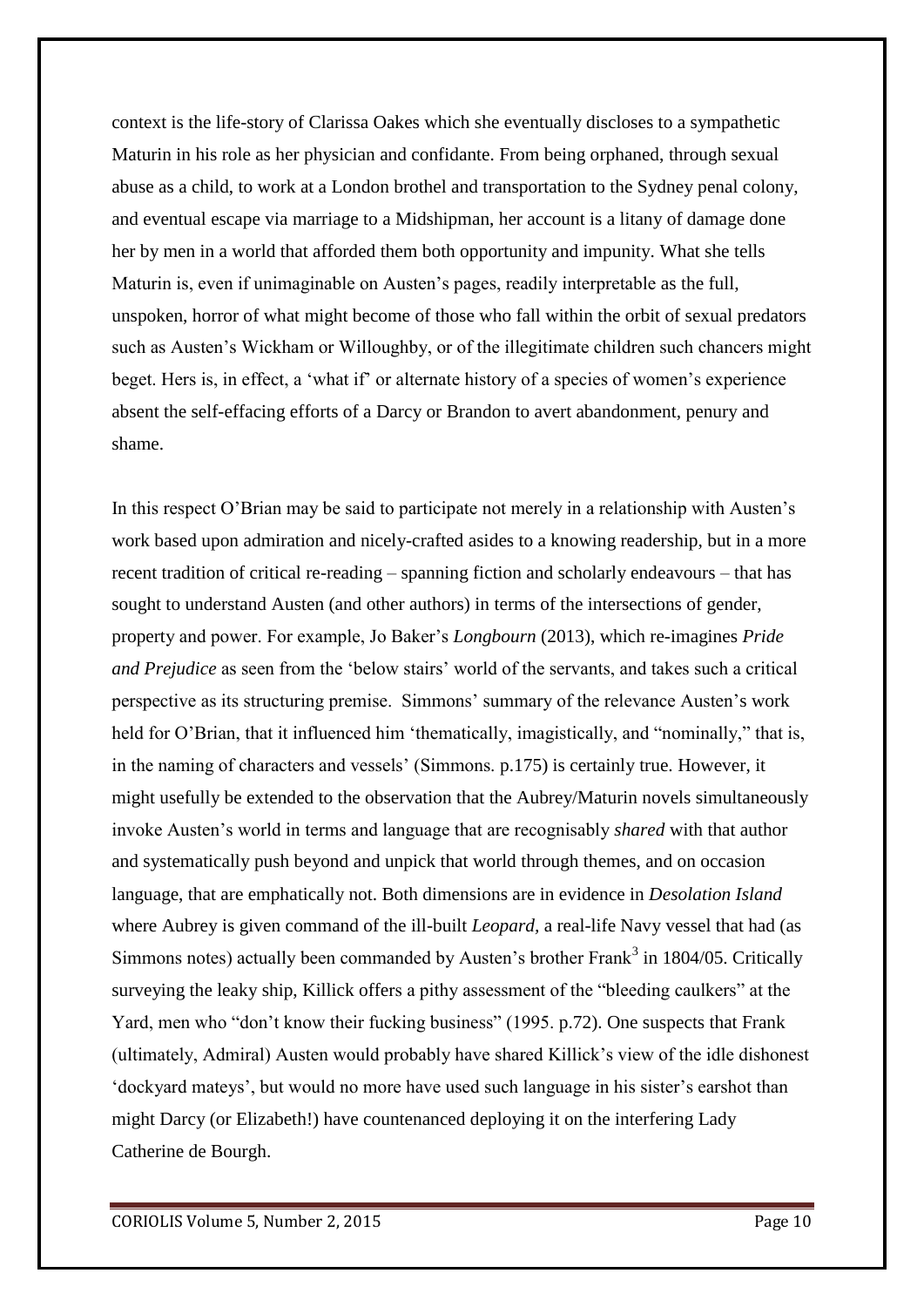context is the life-story of Clarissa Oakes which she eventually discloses to a sympathetic Maturin in his role as her physician and confidante. From being orphaned, through sexual abuse as a child, to work at a London brothel and transportation to the Sydney penal colony, and eventual escape via marriage to a Midshipman, her account is a litany of damage done her by men in a world that afforded them both opportunity and impunity. What she tells Maturin is, even if unimaginable on Austen's pages, readily interpretable as the full, unspoken, horror of what might become of those who fall within the orbit of sexual predators such as Austen's Wickham or Willoughby, or of the illegitimate children such chancers might beget. Hers is, in effect, a 'what if' or alternate history of a species of women's experience absent the self-effacing efforts of a Darcy or Brandon to avert abandonment, penury and shame.

In this respect O'Brian may be said to participate not merely in a relationship with Austen's work based upon admiration and nicely-crafted asides to a knowing readership, but in a more recent tradition of critical re-reading – spanning fiction and scholarly endeavours – that has sought to understand Austen (and other authors) in terms of the intersections of gender, property and power. For example, Jo Baker's *Longbourn* (2013), which re-imagines *Pride and Prejudice* as seen from the 'below stairs' world of the servants, and takes such a critical perspective as its structuring premise. Simmons' summary of the relevance Austen's work held for O'Brian, that it influenced him 'thematically, imagistically, and "nominally," that is, in the naming of characters and vessels' (Simmons. p.175) is certainly true. However, it might usefully be extended to the observation that the Aubrey/Maturin novels simultaneously invoke Austen's world in terms and language that are recognisably *shared* with that author and systematically push beyond and unpick that world through themes, and on occasion language, that are emphatically not. Both dimensions are in evidence in *Desolation Island* where Aubrey is given command of the ill-built *Leopard,* a real-life Navy vessel that had (as Simmons notes) actually been commanded by Austen's brother Frank[3] in 1804/05. Critically surveying the leaky ship, Killick offers a pithy assessment of the "bleeding caulkers" at the Yard, men who "don't know their fucking business" (1995. p.72). One suspects that Frank (ultimately, Admiral) Austen would probably have shared Killick's view of the idle dishonest 'dockyard mateys', but would no more have used such language in his sister's earshot than might Darcy (or Elizabeth!) have countenanced deploying it on the interfering Lady Catherine de Bourgh.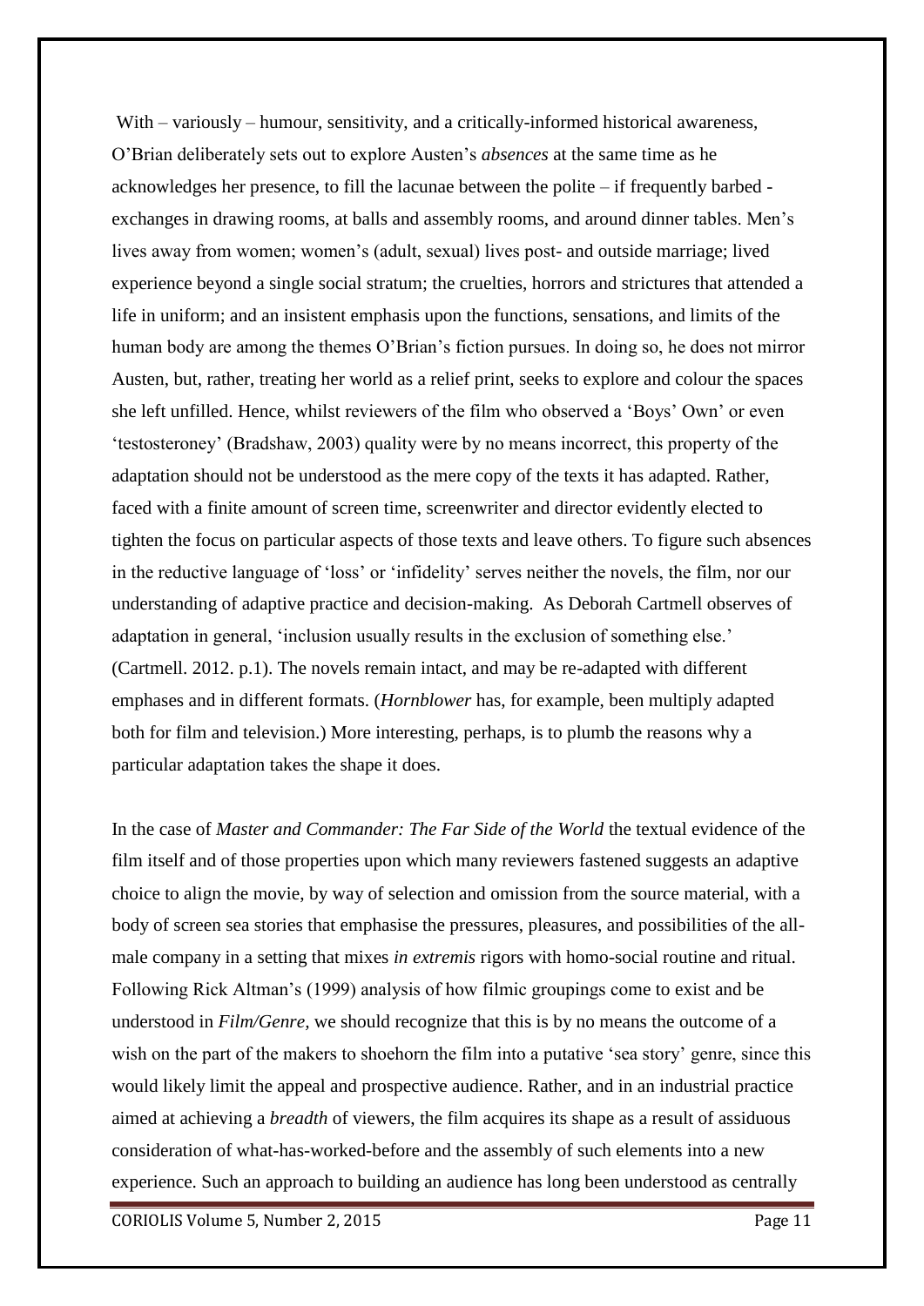With – variously – humour, sensitivity, and a critically-informed historical awareness, O'Brian deliberately sets out to explore Austen's *absences* at the same time as he acknowledges her presence, to fill the lacunae between the polite – if frequently barbed - exchanges in drawing rooms, at balls and assembly rooms, and around dinner tables. Men's lives away from women; women's (adult, sexual) lives post- and outside marriage; lived experience beyond a single social stratum; the cruelties, horrors and strictures that attended a life in uniform; and an insistent emphasis upon the functions, sensations, and limits of the human body are among the themes O'Brian's fiction pursues. In doing so, he does not mirror Austen, but, rather, treating her world as a relief print, seeks to explore and colour the spaces she left unfilled. Hence, whilst reviewers of the film who observed a 'Boys' Own' or even 'testosteroney' (Bradshaw, 2003) quality were by no means incorrect, this property of the adaptation should not be understood as the mere copy of the texts it has adapted. Rather, faced with a finite amount of screen time, screenwriter and director evidently elected to tighten the focus on particular aspects of those texts and leave others. To figure such absences in the reductive language of 'loss' or 'infidelity' serves neither the novels, the film, nor our understanding of adaptive practice and decision-making. As Deborah Cartmell observes of adaptation in general, 'inclusion usually results in the exclusion of something else.' (Cartmell. 2012. p.1). The novels remain intact, and may be re-adapted with different emphases and in different formats. (*Hornblower* has, for example, been multiply adapted both for film and television.) More interesting, perhaps, is to plumb the reasons why a particular adaptation takes the shape it does.

In the case of *Master and Commander: The Far Side of the World* the textual evidence of the film itself and of those properties upon which many reviewers fastened suggests an adaptive choice to align the movie, by way of selection and omission from the source material, with a body of screen sea stories that emphasise the pressures, pleasures, and possibilities of the all-male company in a setting that mixes *in extremis* rigors with homo-social routine and ritual. Following Rick Altman's (1999) analysis of how filmic groupings come to exist and be understood in *Film/Genre,* we should recognize that this is by no means the outcome of a wish on the part of the makers to shoehorn the film into a putative 'sea story' genre, since this would likely limit the appeal and prospective audience. Rather, and in an industrial practice aimed at achieving a *breadth* of viewers, the film acquires its shape as a result of assiduous consideration of what-has-worked-before and the assembly of such elements into a new experience. Such an approach to building an audience has long been understood as centrally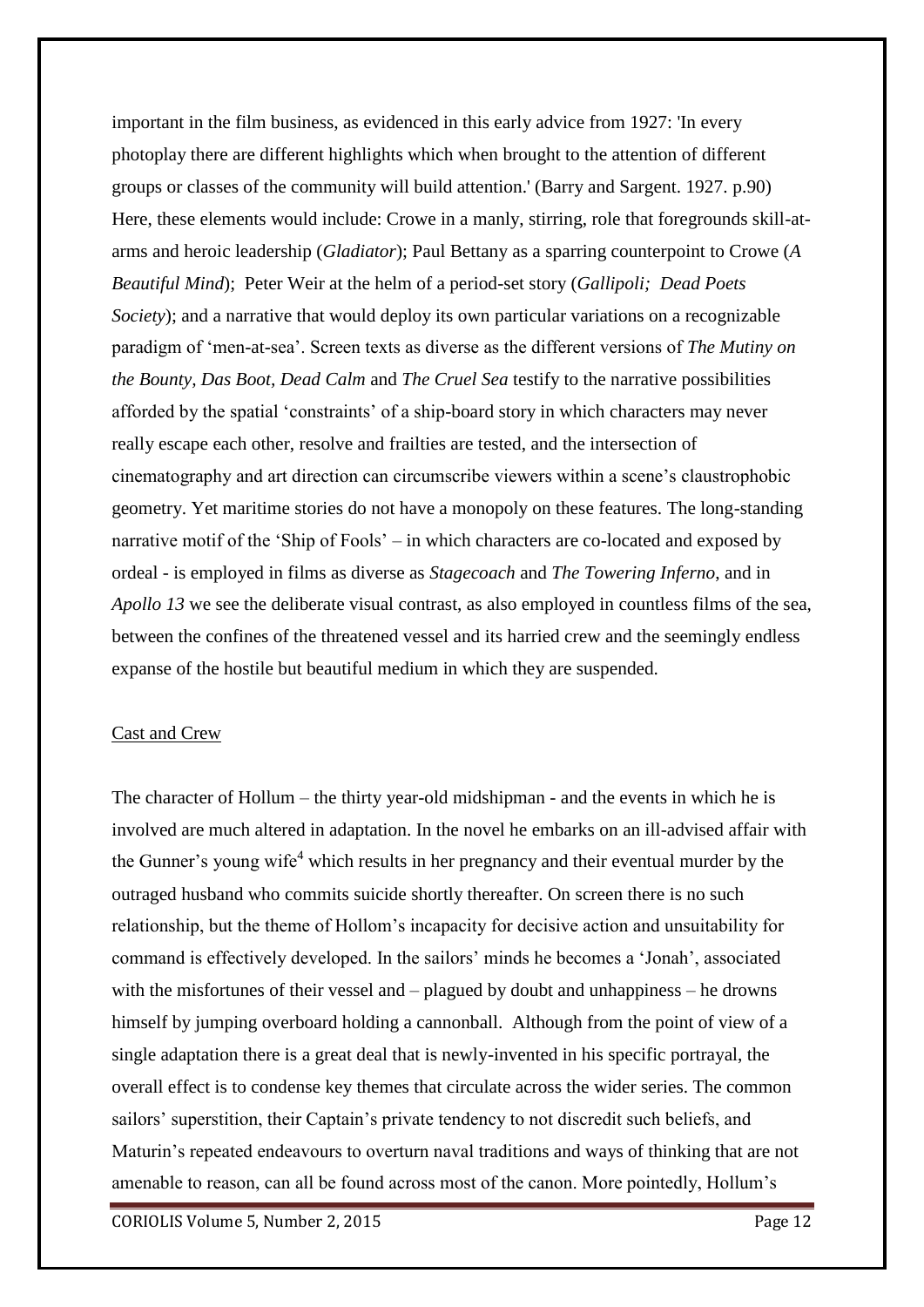important in the film business, as evidenced in this early advice from 1927: 'In every photoplay there are different highlights which when brought to the attention of different groups or classes of the community will build attention.' (Barry and Sargent. 1927. p.90) Here, these elements would include: Crowe in a manly, stirring, role that foregrounds skill-at-arms and heroic leadership (*Gladiator*); Paul Bettany as a sparring counterpoint to Crowe (*A Beautiful Mind*); Peter Weir at the helm of a period-set story (*Gallipoli; Dead Poets Society*); and a narrative that would deploy its own particular variations on a recognizable paradigm of 'men-at-sea'. Screen texts as diverse as the different versions of *The Mutiny on the Bounty*, *Das Boot*, *Dead Calm* and *The Cruel Sea* testify to the narrative possibilities afforded by the spatial 'constraints' of a ship-board story in which characters may never really escape each other, resolve and frailties are tested, and the intersection of cinematography and art direction can circumscribe viewers within a scene's claustrophobic geometry. Yet maritime stories do not have a monopoly on these features. The long-standing narrative motif of the 'Ship of Fools' – in which characters are co-located and exposed by ordeal - is employed in films as diverse as *Stagecoach* and *The Towering Inferno,* and in *Apollo 13* we see the deliberate visual contrast, as also employed in countless films of the sea, between the confines of the threatened vessel and its harried crew and the seemingly endless expanse of the hostile but beautiful medium in which they are suspended.

## Cast and Crew

The character of Hollum – the thirty year-old midshipman - and the events in which he is involved are much altered in adaptation. In the novel he embarks on an ill-advised affair with the Gunner's young wife[4] which results in her pregnancy and their eventual murder by the outraged husband who commits suicide shortly thereafter. On screen there is no such relationship, but the theme of Hollom's incapacity for decisive action and unsuitability for command is effectively developed. In the sailors' minds he becomes a 'Jonah', associated with the misfortunes of their vessel and – plagued by doubt and unhappiness – he drowns himself by jumping overboard holding a cannonball. Although from the point of view of a single adaptation there is a great deal that is newly-invented in his specific portrayal, the overall effect is to condense key themes that circulate across the wider series. The common sailors' superstition, their Captain's private tendency to not discredit such beliefs, and Maturin's repeated endeavours to overturn naval traditions and ways of thinking that are not amenable to reason, can all be found across most of the canon. More pointedly, Hollum's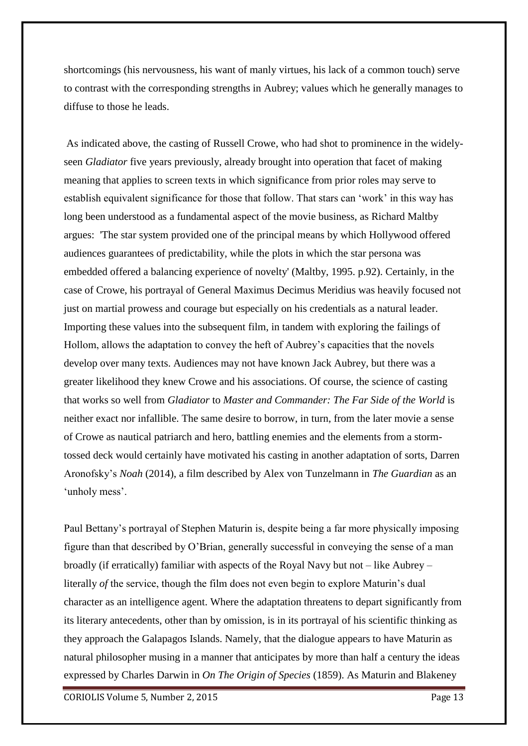shortcomings (his nervousness, his want of manly virtues, his lack of a common touch) serve to contrast with the corresponding strengths in Aubrey; values which he generally manages to diffuse to those he leads.

As indicated above, the casting of Russell Crowe, who had shot to prominence in the widely-seen *Gladiator* five years previously, already brought into operation that facet of making meaning that applies to screen texts in which significance from prior roles may serve to establish equivalent significance for those that follow. That stars can 'work' in this way has long been understood as a fundamental aspect of the movie business, as Richard Maltby argues: 'The star system provided one of the principal means by which Hollywood offered audiences guarantees of predictability, while the plots in which the star persona was embedded offered a balancing experience of novelty' (Maltby, 1995. p.92). Certainly, in the case of Crowe, his portrayal of General Maximus Decimus Meridius was heavily focused not just on martial prowess and courage but especially on his credentials as a natural leader. Importing these values into the subsequent film, in tandem with exploring the failings of Hollom, allows the adaptation to convey the heft of Aubrey's capacities that the novels develop over many texts. Audiences may not have known Jack Aubrey, but there was a greater likelihood they knew Crowe and his associations. Of course, the science of casting that works so well from *Gladiator* to *Master and Commander: The Far Side of the World* is neither exact nor infallible. The same desire to borrow, in turn, from the later movie a sense of Crowe as nautical patriarch and hero, battling enemies and the elements from a storm-tossed deck would certainly have motivated his casting in another adaptation of sorts, Darren Aronofsky's *Noah* (2014), a film described by Alex von Tunzelmann in *The Guardian* as an 'unholy mess'.

Paul Bettany's portrayal of Stephen Maturin is, despite being a far more physically imposing figure than that described by O'Brian, generally successful in conveying the sense of a man broadly (if erratically) familiar with aspects of the Royal Navy but not – like Aubrey – literally *of* the service, though the film does not even begin to explore Maturin's dual character as an intelligence agent. Where the adaptation threatens to depart significantly from its literary antecedents, other than by omission, is in its portrayal of his scientific thinking as they approach the Galapagos Islands. Namely, that the dialogue appears to have Maturin as natural philosopher musing in a manner that anticipates by more than half a century the ideas expressed by Charles Darwin in *On The Origin of Species* (1859). As Maturin and Blakeney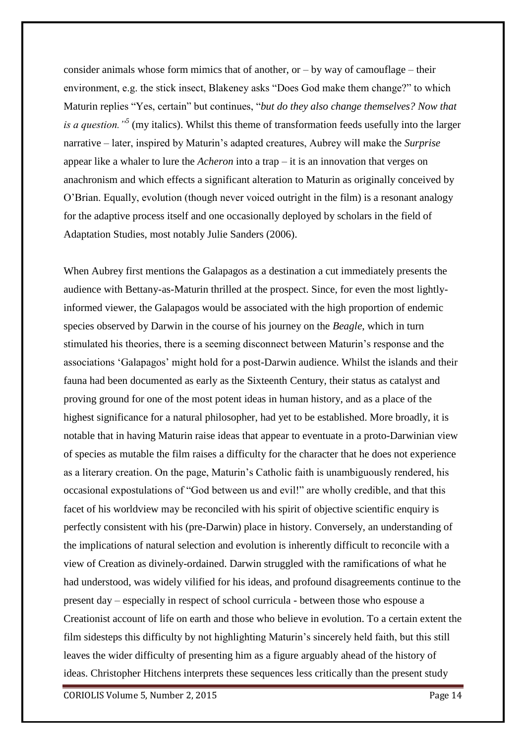consider animals whose form mimics that of another, or – by way of camouflage – their environment, e.g. the stick insect, Blakeney asks "Does God make them change?" to which Maturin replies "Yes, certain" but continues, "*but do they also change themselves? Now that is a question.*"[5] (my italics). Whilst this theme of transformation feeds usefully into the larger narrative – later, inspired by Maturin's adapted creatures, Aubrey will make the *Surprise* appear like a whaler to lure the *Acheron* into a trap – it is an innovation that verges on anachronism and which effects a significant alteration to Maturin as originally conceived by O'Brian. Equally, evolution (though never voiced outright in the film) is a resonant analogy for the adaptive process itself and one occasionally deployed by scholars in the field of Adaptation Studies, most notably Julie Sanders (2006).

When Aubrey first mentions the Galapagos as a destination a cut immediately presents the audience with Bettany-as-Maturin thrilled at the prospect. Since, for even the most lightly-informed viewer, the Galapagos would be associated with the high proportion of endemic species observed by Darwin in the course of his journey on the *Beagle*, which in turn stimulated his theories, there is a seeming disconnect between Maturin's response and the associations 'Galapagos' might hold for a post-Darwin audience. Whilst the islands and their fauna had been documented as early as the Sixteenth Century, their status as catalyst and proving ground for one of the most potent ideas in human history, and as a place of the highest significance for a natural philosopher, had yet to be established. More broadly, it is notable that in having Maturin raise ideas that appear to eventuate in a proto-Darwinian view of species as mutable the film raises a difficulty for the character that he does not experience as a literary creation. On the page, Maturin's Catholic faith is unambiguously rendered, his occasional expostulations of "God between us and evil!" are wholly credible, and that this facet of his worldview may be reconciled with his spirit of objective scientific enquiry is perfectly consistent with his (pre-Darwin) place in history. Conversely, an understanding of the implications of natural selection and evolution is inherently difficult to reconcile with a view of Creation as divinely-ordained. Darwin struggled with the ramifications of what he had understood, was widely vilified for his ideas, and profound disagreements continue to the present day – especially in respect of school curricula - between those who espouse a Creationist account of life on earth and those who believe in evolution. To a certain extent the film sidesteps this difficulty by not highlighting Maturin's sincerely held faith, but this still leaves the wider difficulty of presenting him as a figure arguably ahead of the history of ideas. Christopher Hitchens interprets these sequences less critically than the present study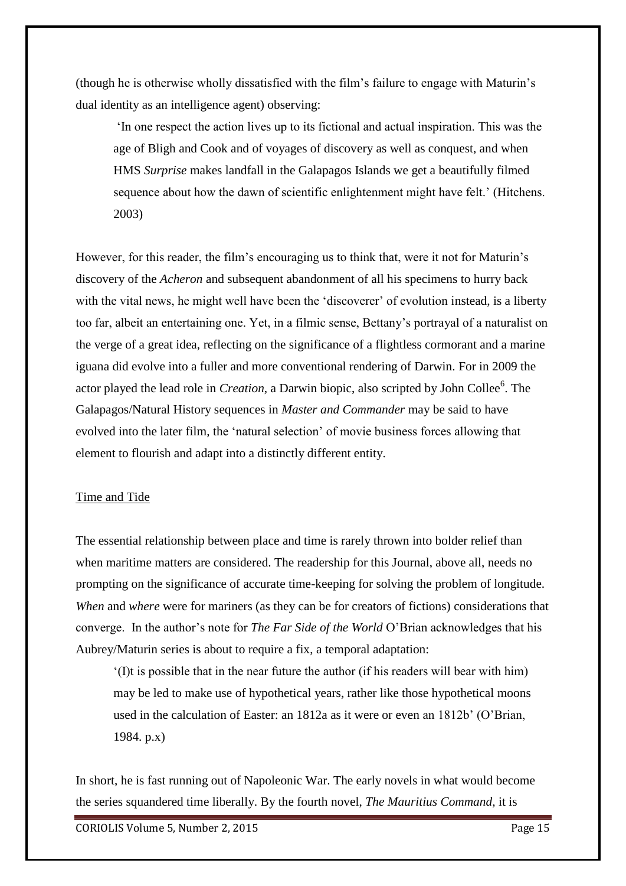(though he is otherwise wholly dissatisfied with the film's failure to engage with Maturin's dual identity as an intelligence agent) observing:

> 'In one respect the action lives up to its fictional and actual inspiration. This was the age of Bligh and Cook and of voyages of discovery as well as conquest, and when HMS *Surprise* makes landfall in the Galapagos Islands we get a beautifully filmed sequence about how the dawn of scientific enlightenment might have felt.' (Hitchens. 2003)

However, for this reader, the film's encouraging us to think that, were it not for Maturin's discovery of the *Acheron* and subsequent abandonment of all his specimens to hurry back with the vital news, he might well have been the 'discoverer' of evolution instead, is a liberty too far, albeit an entertaining one. Yet, in a filmic sense, Bettany's portrayal of a naturalist on the verge of a great idea, reflecting on the significance of a flightless cormorant and a marine iguana did evolve into a fuller and more conventional rendering of Darwin. For in 2009 the actor played the lead role in *Creation*, a Darwin biopic, also scripted by John Collee[6]. The Galapagos/Natural History sequences in *Master and Commander* may be said to have evolved into the later film, the 'natural selection' of movie business forces allowing that element to flourish and adapt into a distinctly different entity.

## Time and Tide

The essential relationship between place and time is rarely thrown into bolder relief than when maritime matters are considered. The readership for this Journal, above all, needs no prompting on the significance of accurate time-keeping for solving the problem of longitude. *When* and *where* were for mariners (as they can be for creators of fictions) considerations that converge. In the author's note for *The Far Side of the World* O'Brian acknowledges that his Aubrey/Maturin series is about to require a fix, a temporal adaptation:

> '(I)t is possible that in the near future the author (if his readers will bear with him) may be led to make use of hypothetical years, rather like those hypothetical moons used in the calculation of Easter: an 1812a as it were or even an 1812b' (O'Brian, 1984. p.x)

In short, he is fast running out of Napoleonic War. The early novels in what would become the series squandered time liberally. By the fourth novel, *The Mauritius Command,* it is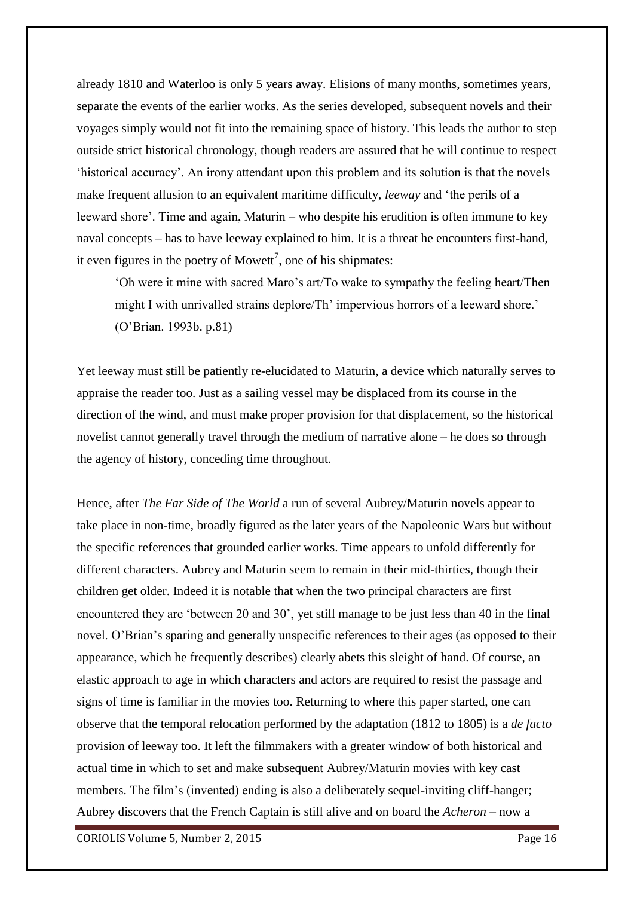already 1810 and Waterloo is only 5 years away. Elisions of many months, sometimes years, separate the events of the earlier works. As the series developed, subsequent novels and their voyages simply would not fit into the remaining space of history. This leads the author to step outside strict historical chronology, though readers are assured that he will continue to respect 'historical accuracy'. An irony attendant upon this problem and its solution is that the novels make frequent allusion to an equivalent maritime difficulty, *leeway* and 'the perils of a leeward shore'. Time and again, Maturin – who despite his erudition is often immune to key naval concepts – has to have leeway explained to him. It is a threat he encounters first-hand, it even figures in the poetry of Mowett[7], one of his shipmates:

> 'Oh were it mine with sacred Maro's art/To wake to sympathy the feeling heart/Then might I with unrivalled strains deplore/Th' impervious horrors of a leeward shore.' (O'Brian. 1993b. p.81)

Yet leeway must still be patiently re-elucidated to Maturin, a device which naturally serves to appraise the reader too. Just as a sailing vessel may be displaced from its course in the direction of the wind, and must make proper provision for that displacement, so the historical novelist cannot generally travel through the medium of narrative alone – he does so through the agency of history, conceding time throughout.

Hence, after *The Far Side of The World* a run of several Aubrey/Maturin novels appear to take place in non-time, broadly figured as the later years of the Napoleonic Wars but without the specific references that grounded earlier works. Time appears to unfold differently for different characters. Aubrey and Maturin seem to remain in their mid-thirties, though their children get older. Indeed it is notable that when the two principal characters are first encountered they are 'between 20 and 30', yet still manage to be just less than 40 in the final novel. O'Brian's sparing and generally unspecific references to their ages (as opposed to their appearance, which he frequently describes) clearly abets this sleight of hand. Of course, an elastic approach to age in which characters and actors are required to resist the passage and signs of time is familiar in the movies too. Returning to where this paper started, one can observe that the temporal relocation performed by the adaptation (1812 to 1805) is a *de facto* provision of leeway too. It left the filmmakers with a greater window of both historical and actual time in which to set and make subsequent Aubrey/Maturin movies with key cast members. The film's (invented) ending is also a deliberately sequel-inviting cliff-hanger; Aubrey discovers that the French Captain is still alive and on board the *Acheron* – now a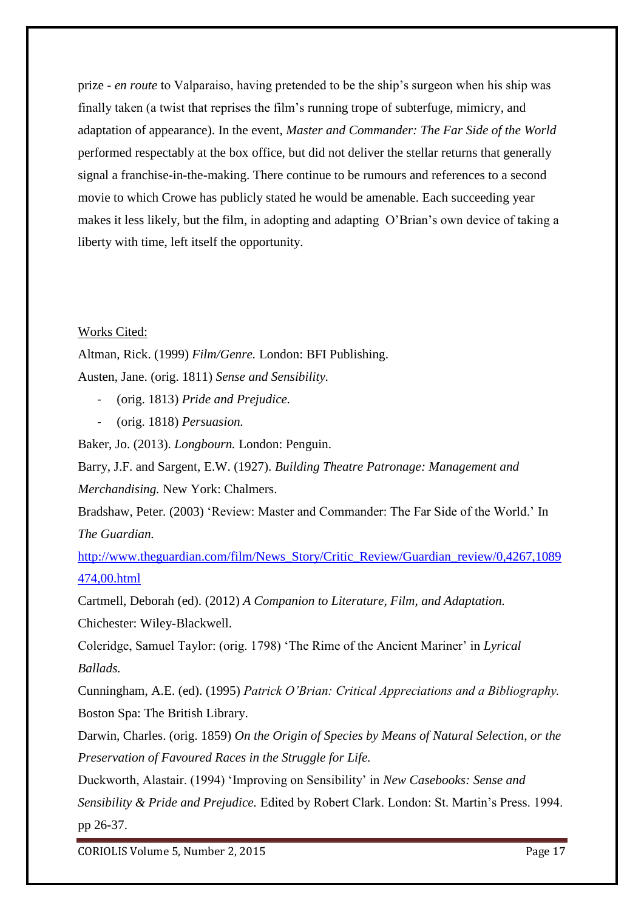prize - *en route* to Valparaiso, having pretended to be the ship's surgeon when his ship was finally taken (a twist that reprises the film's running trope of subterfuge, mimicry, and adaptation of appearance). In the event, *Master and Commander: The Far Side of the World* performed respectably at the box office, but did not deliver the stellar returns that generally signal a franchise-in-the-making. There continue to be rumours and references to a second movie to which Crowe has publicly stated he would be amenable. Each succeeding year makes it less likely, but the film, in adopting and adapting O'Brian's own device of taking a liberty with time, left itself the opportunity.

Works Cited:

Altman, Rick. (1999) *Film/Genre.* London: BFI Publishing.

Austen, Jane. (orig. 1811) *Sense and Sensibility.*

- (orig. 1813) *Pride and Prejudice.*
- (orig. 1818) *Persuasion.*

Baker, Jo. (2013). *Longbourn.* London: Penguin.

Barry, J.F. and Sargent, E.W. (1927). *Building Theatre Patronage: Management and Merchandising.* New York: Chalmers.

Bradshaw, Peter. (2003) 'Review: Master and Commander: The Far Side of the World.' In *The Guardian.* http://www.theguardian.com/film/News_Story/Critic_Review/Guardian_review/0,4267,1089474,00.html

Cartmell, Deborah (ed). (2012) *A Companion to Literature, Film, and Adaptation.* Chichester: Wiley-Blackwell.

Coleridge, Samuel Taylor: (orig. 1798) 'The Rime of the Ancient Mariner' in *Lyrical Ballads.*

Cunningham, A.E. (ed). (1995) *Patrick O'Brian: Critical Appreciations and a Bibliography.* Boston Spa: The British Library.

Darwin, Charles. (orig. 1859) *On the Origin of Species by Means of Natural Selection, or the Preservation of Favoured Races in the Struggle for Life.*

Duckworth, Alastair. (1994) 'Improving on Sensibility' in *New Casebooks: Sense and Sensibility & Pride and Prejudice.* Edited by Robert Clark. London: St. Martin's Press. 1994. pp 26-37.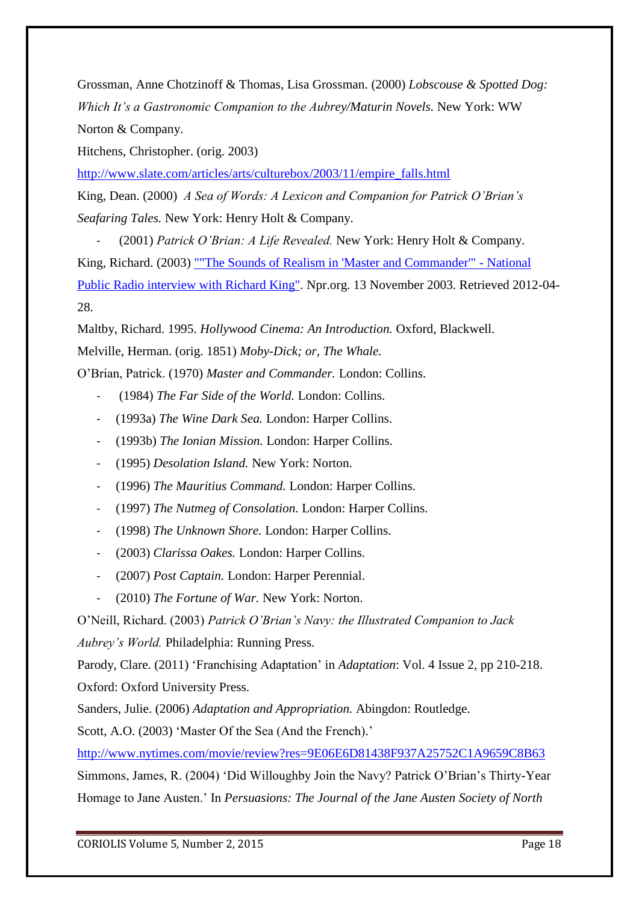Grossman, Anne Chotzinoff & Thomas, Lisa Grossman. (2000) *Lobscouse & Spotted Dog: Which It's a Gastronomic Companion to the Aubrey/Maturin Novels.* New York: WW Norton & Company.

Hitchens, Christopher. (orig. 2003) [http://www.slate.com/articles/arts/culturebox/2003/11/empire_falls.html](http://www.slate.com/articles/arts/culturebox/2003/11/empire_falls.html)

King, Dean. (2000) *A Sea of Words: A Lexicon and Companion for Patrick O'Brian's Seafaring Tales.* New York: Henry Holt & Company.

- (2001) *Patrick O'Brian: A Life Revealed.* New York: Henry Holt & Company.

King, Richard. (2003) [""The Sounds of Realism in 'Master and Commander'" - National Public Radio interview with Richard King"](). Npr.org. 13 November 2003. Retrieved 2012-04-28.

Maltby, Richard. 1995. *Hollywood Cinema: An Introduction.* Oxford, Blackwell.

Melville, Herman. (orig. 1851) *Moby-Dick; or, The Whale.*

O'Brian, Patrick. (1970) *Master and Commander.* London: Collins.

- (1984) *The Far Side of the World.* London: Collins.
- (1993a) *The Wine Dark Sea.* London: Harper Collins.
- (1993b) *The Ionian Mission.* London: Harper Collins.
- (1995) *Desolation Island.* New York: Norton.
- (1996) *The Mauritius Command.* London: Harper Collins.
- (1997) *The Nutmeg of Consolation.* London: Harper Collins.
- (1998) *The Unknown Shore.* London: Harper Collins.
- (2003) *Clarissa Oakes.* London: Harper Collins.
- (2007) *Post Captain.* London: Harper Perennial.
- (2010) *The Fortune of War.* New York: Norton.

O'Neill, Richard. (2003) *Patrick O'Brian's Navy: the Illustrated Companion to Jack Aubrey's World.* Philadelphia: Running Press.

Parody, Clare. (2011) 'Franchising Adaptation' in *Adaptation*: Vol. 4 Issue 2, pp 210-218. Oxford: Oxford University Press.

Sanders, Julie. (2006) *Adaptation and Appropriation.* Abingdon: Routledge.

Scott, A.O. (2003) 'Master Of the Sea (And the French).' [http://www.nytimes.com/movie/review?res=9E06E6D81438F937A25752C1A9659C8B63](http://www.nytimes.com/movie/review?res=9E06E6D81438F937A25752C1A9659C8B63)

Simmons, James, R. (2004) 'Did Willoughby Join the Navy? Patrick O'Brian's Thirty-Year Homage to Jane Austen.' In *Persuasions: The Journal of the Jane Austen Society of North*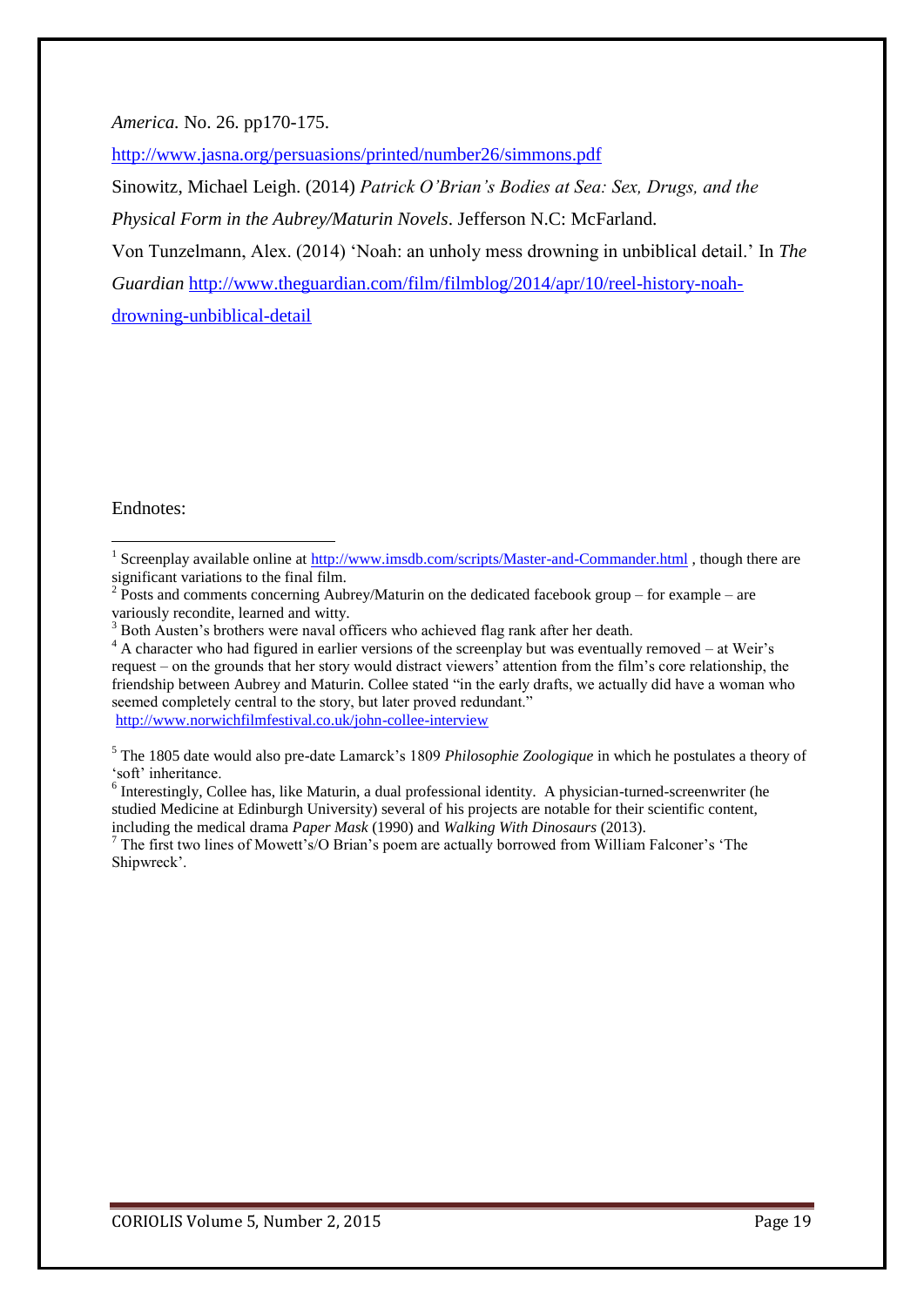*America*. No. 26. pp170-175.

http://www.jasna.org/persuasions/printed/number26/simmons.pdf

Sinowitz, Michael Leigh. (2014) *Patrick O'Brian's Bodies at Sea: Sex, Drugs, and the Physical Form in the Aubrey/Maturin Novels*. Jefferson N.C: McFarland.

Von Tunzelmann, Alex. (2014) 'Noah: an unholy mess drowning in unbiblical detail.' In *The Guardian* http://www.theguardian.com/film/filmblog/2014/apr/10/reel-history-noah-drowning-unbiblical-detail

Endnotes:

[1] Screenplay available online at http://www.imsdb.com/scripts/Master-and-Commander.html , though there are significant variations to the final film.

[2] Posts and comments concerning Aubrey/Maturin on the dedicated facebook group – for example – are variously recondite, learned and witty.

[3] Both Austen's brothers were naval officers who achieved flag rank after her death.

[4] A character who had figured in earlier versions of the screenplay but was eventually removed – at Weir's request – on the grounds that her story would distract viewers' attention from the film's core relationship, the friendship between Aubrey and Maturin. Collee stated "in the early drafts, we actually did have a woman who seemed completely central to the story, but later proved redundant." http://www.norwichfilmfestival.co.uk/john-collee-interview

[5] The 1805 date would also pre-date Lamarck's 1809 *Philosophie Zoologique* in which he postulates a theory of 'soft' inheritance.

[6] Interestingly, Collee has, like Maturin, a dual professional identity. A physician-turned-screenwriter (he studied Medicine at Edinburgh University) several of his projects are notable for their scientific content, including the medical drama *Paper Mask* (1990) and *Walking With Dinosaurs* (2013).

[7] The first two lines of Mowett's/O Brian's poem are actually borrowed from William Falconer's 'The Shipwreck'.